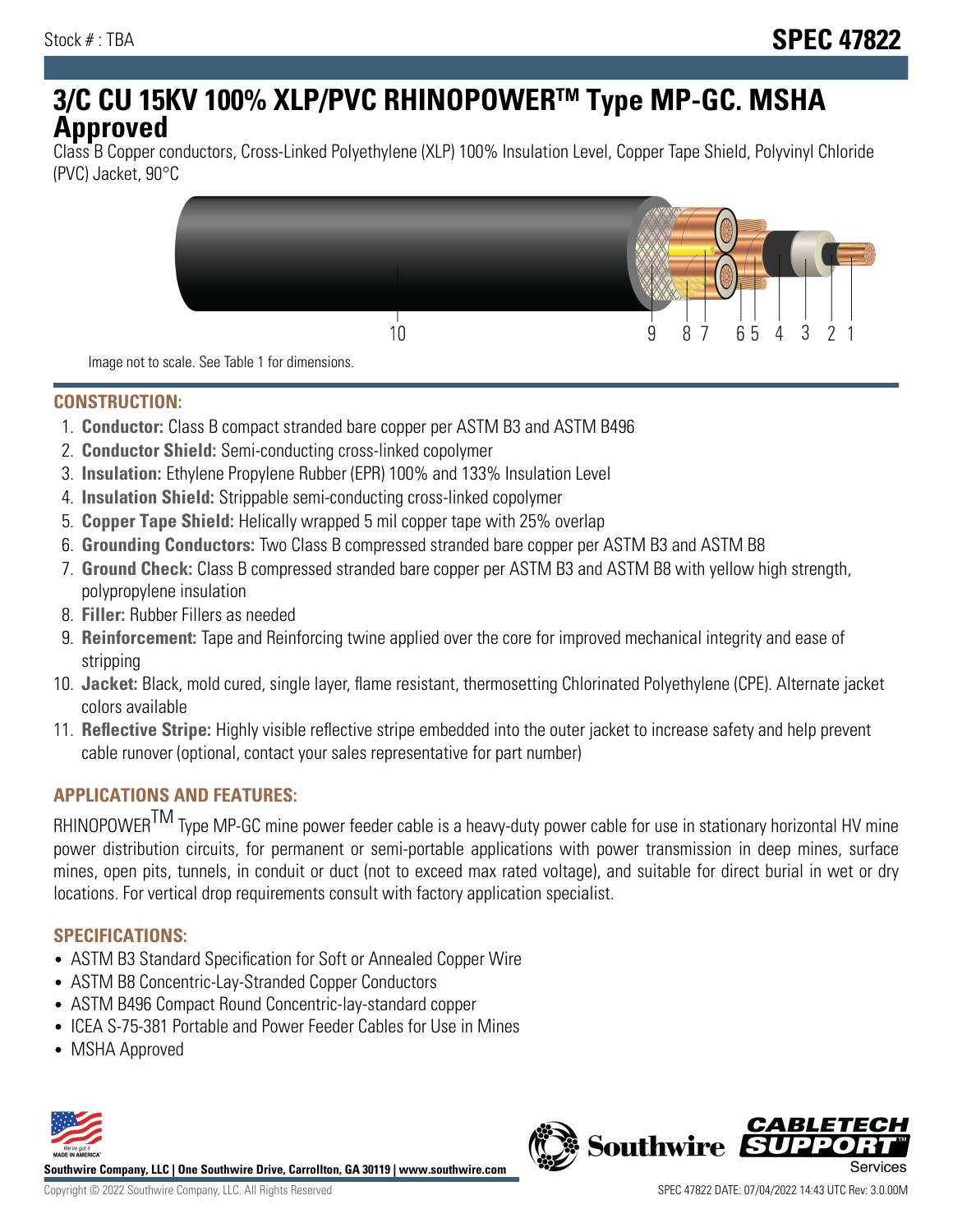Stock # : TBA

# SPEC 47822

## 3/C CU 15KV 100% XLP/PVC RHINOPOWER™ Type MP-GC. MSHA Approved

Class B Copper conductors, Cross-Linked Polyethylene (XLP) 100% Insulation Level, Copper Tape Shield, Polyvinyl Chloride (PVC) Jacket, 90°C

10 9 8 7 6 5 4 3 2 1

Image not to scale. See Table 1 for dimensions.

### CONSTRUCTION:

1. **Conductor:** Class B compact stranded bare copper per ASTM B3 and ASTM B496
2. **Conductor Shield:** Semi-conducting cross-linked copolymer
3. **Insulation:** Ethylene Propylene Rubber (EPR) 100% and 133% Insulation Level
4. **Insulation Shield:** Strippable semi-conducting cross-linked copolymer
5. **Copper Tape Shield:** Helically wrapped 5 mil copper tape with 25% overlap
6. **Grounding Conductors:** Two Class B compressed stranded bare copper per ASTM B3 and ASTM B8
7. **Ground Check:** Class B compressed stranded bare copper per ASTM B3 and ASTM B8 with yellow high strength, polypropylene insulation
8. **Filler:** Rubber Fillers as needed
9. **Reinforcement:** Tape and Reinforcing twine applied over the core for improved mechanical integrity and ease of stripping
10. **Jacket:** Black, mold cured, single layer, flame resistant, thermosetting Chlorinated Polyethylene (CPE). Alternate jacket colors available
11. **Reflective Stripe:** Highly visible reflective stripe embedded into the outer jacket to increase safety and help prevent cable runover (optional, contact your sales representative for part number)

### APPLICATIONS AND FEATURES:

RHINOPOWER™ Type MP-GC mine power feeder cable is a heavy-duty power cable for use in stationary horizontal HV mine power distribution circuits, for permanent or semi-portable applications with power transmission in deep mines, surface mines, open pits, tunnels, in conduit or duct (not to exceed max rated voltage), and suitable for direct burial in wet or dry locations. For vertical drop requirements consult with factory application specialist.

### SPECIFICATIONS:

- ASTM B3 Standard Specification for Soft or Annealed Copper Wire
- ASTM B8 Concentric-Lay-Stranded Copper Conductors
- ASTM B496 Compact Round Concentric-lay-standard copper
- ICEA S-75-381 Portable and Power Feeder Cables for Use in Mines
- MSHA Approved

Southwire Company, LLC | One Southwire Drive, Carrollton, GA 30119 | www.southwire.com

Copyright © 2022 Southwire Company, LLC. All Rights Reserved

SPEC 47822 DATE: 07/04/2022 14:43 UTC Rev: 3.0.00M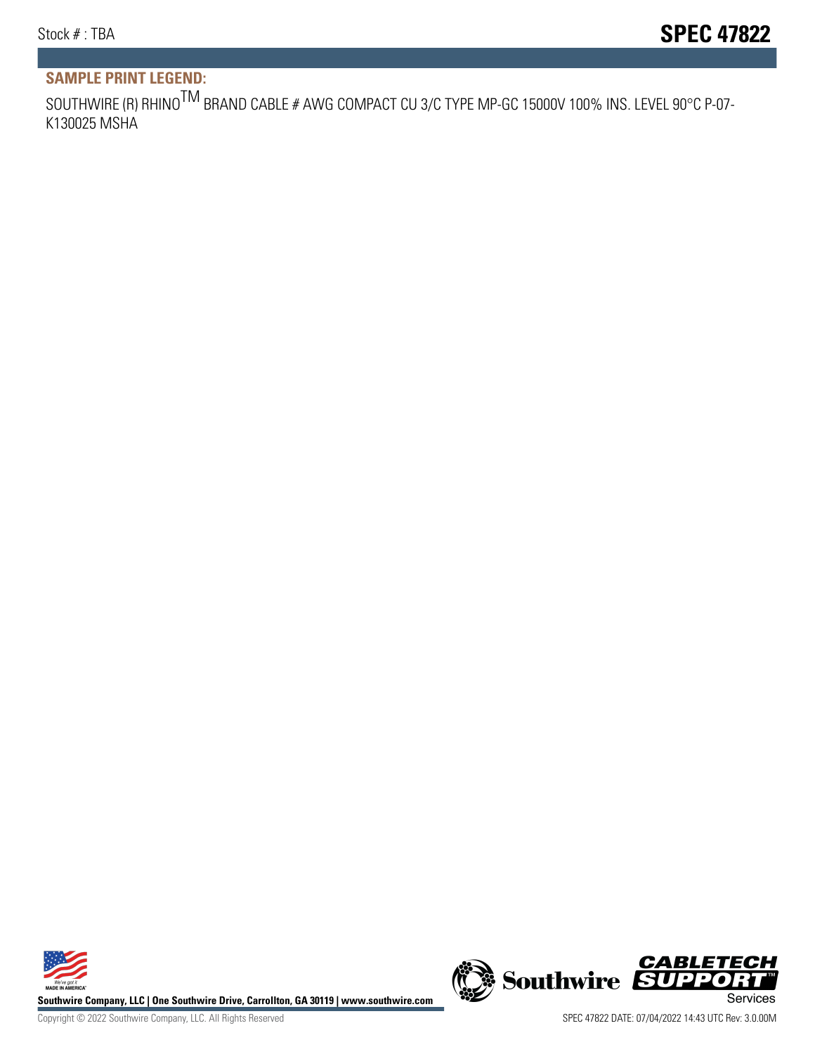## SAMPLE PRINT LEGEND:

SOUTHWIRE (R) RHINO$^{TM}$ BRAND CABLE # AWG COMPACT CU 3/C TYPE MP-GC 15000V 100% INS. LEVEL 90°C P-07-K130025 MSHA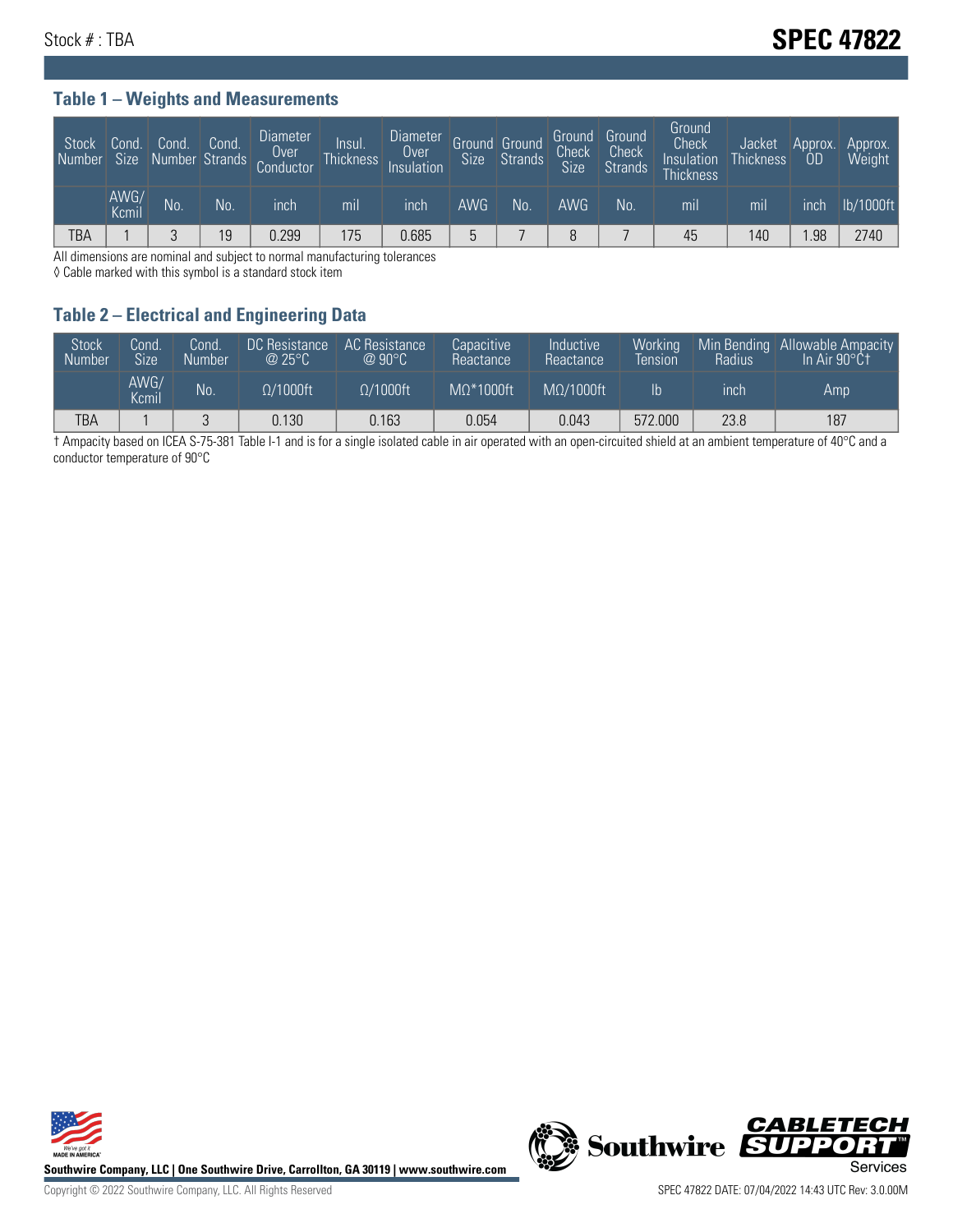Stock # : TBA

# SPEC 47822

## Table 1 – Weights and Measurements

| Stock Number | Cond. Size | Cond. Number | Cond. Strands | Diameter Over Conductor | Insul. Thickness | Diameter Over Insulation | Ground Size | Ground Strands | Ground Check Size | Ground Check Strands | Ground Check Insulation Thickness | Jacket Thickness | Approx. OD | Approx. Weight |
|---|---|---|---|---|---|---|---|---|---|---|---|---|---|---|
| | AWG/ Kcmil | No. | No. | inch | mil | inch | AWG | No. | AWG | No. | mil | mil | inch | lb/1000ft |
| TBA | 1 | 3 | 19 | 0.299 | 175 | 0.685 | 5 | 7 | 8 | 7 | 45 | 140 | 1.98 | 2740 |

All dimensions are nominal and subject to normal manufacturing tolerances

◊ Cable marked with this symbol is a standard stock item

## Table 2 – Electrical and Engineering Data

| Stock Number | Cond. Size | Cond. Number | DC Resistance @ 25°C | AC Resistance @ 90°C | Capacitive Reactance | Inductive Reactance | Working Tension | Min Bending Radius | Allowable Ampacity In Air 90°C† |
|---|---|---|---|---|---|---|---|---|---|
| | AWG/ Kcmil | No. | Ω/1000ft | Ω/1000ft | MΩ*1000ft | MΩ/1000ft | lb | inch | Amp |
| TBA | 1 | 3 | 0.130 | 0.163 | 0.054 | 0.043 | 572.000 | 23.8 | 187 |

† Ampacity based on ICEA S-75-381 Table I-1 and is for a single isolated cable in air operated with an open-circuited shield at an ambient temperature of 40°C and a conductor temperature of 90°C

Southwire Company, LLC | One Southwire Drive, Carrollton, GA 30119 | www.southwire.com

Copyright © 2022 Southwire Company, LLC. All Rights Reserved

SPEC 47822 DATE: 07/04/2022 14:43 UTC Rev: 3.0.00M